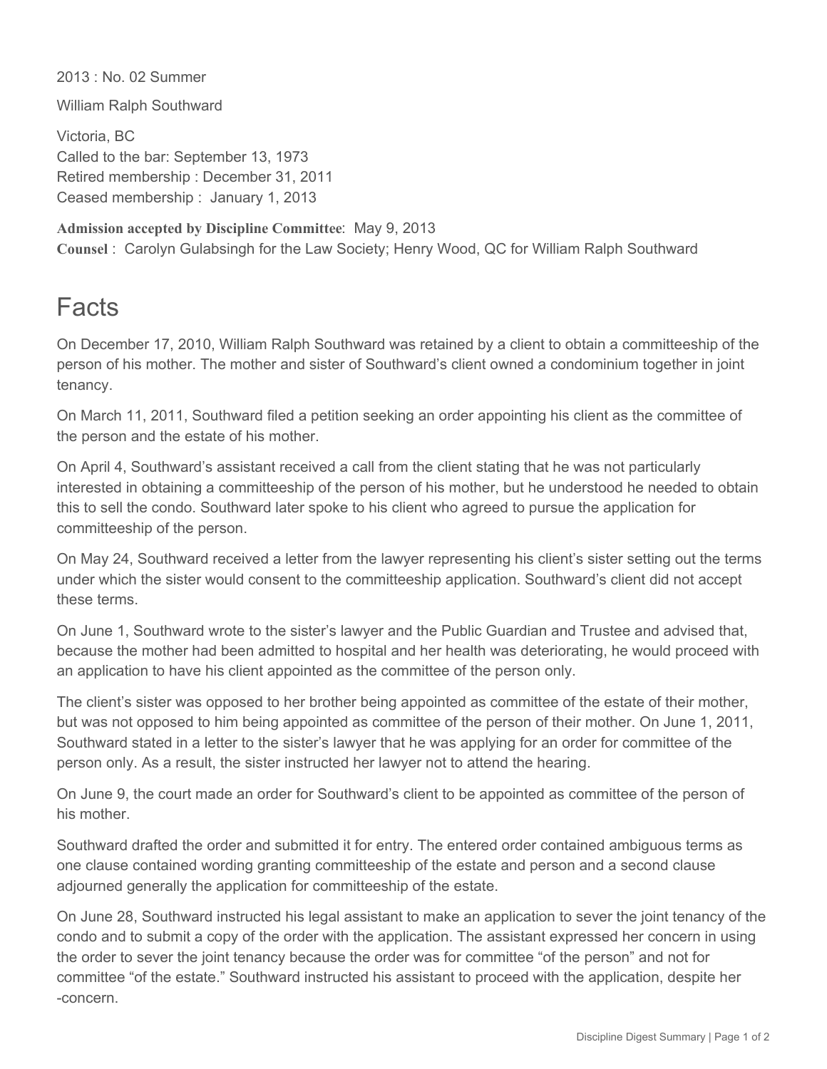2013 : No. 02 Summer

William Ralph Southward

Victoria, BC
Called to the bar: September 13, 1973
Retired membership : December 31, 2011
Ceased membership : January 1, 2013

**Admission accepted by Discipline Committee**: May 9, 2013
**Counsel** : Carolyn Gulabsingh for the Law Society; Henry Wood, QC for William Ralph Southward

# Facts

On December 17, 2010, William Ralph Southward was retained by a client to obtain a committeeship of the person of his mother. The mother and sister of Southward's client owned a condominium together in joint tenancy.

On March 11, 2011, Southward filed a petition seeking an order appointing his client as the committee of the person and the estate of his mother.

On April 4, Southward's assistant received a call from the client stating that he was not particularly interested in obtaining a committeeship of the person of his mother, but he understood he needed to obtain this to sell the condo. Southward later spoke to his client who agreed to pursue the application for committeeship of the person.

On May 24, Southward received a letter from the lawyer representing his client's sister setting out the terms under which the sister would consent to the committeeship application. Southward's client did not accept these terms.

On June 1, Southward wrote to the sister's lawyer and the Public Guardian and Trustee and advised that, because the mother had been admitted to hospital and her health was deteriorating, he would proceed with an application to have his client appointed as the committee of the person only.

The client's sister was opposed to her brother being appointed as committee of the estate of their mother, but was not opposed to him being appointed as committee of the person of their mother. On June 1, 2011, Southward stated in a letter to the sister's lawyer that he was applying for an order for committee of the person only. As a result, the sister instructed her lawyer not to attend the hearing.

On June 9, the court made an order for Southward's client to be appointed as committee of the person of his mother.

Southward drafted the order and submitted it for entry. The entered order contained ambiguous terms as one clause contained wording granting committeeship of the estate and person and a second clause adjourned generally the application for committeeship of the estate.

On June 28, Southward instructed his legal assistant to make an application to sever the joint tenancy of the condo and to submit a copy of the order with the application. The assistant expressed her concern in using the order to sever the joint tenancy because the order was for committee "of the person" and not for committee "of the estate." Southward instructed his assistant to proceed with the application, despite her -concern.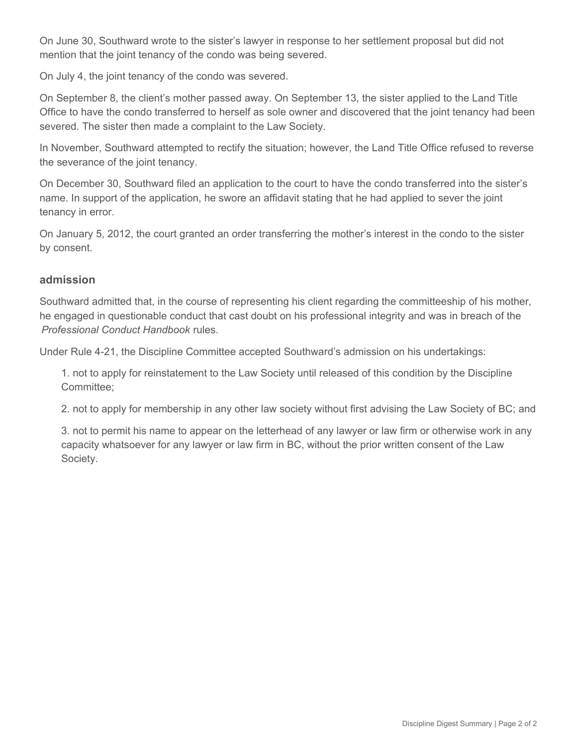On June 30, Southward wrote to the sister's lawyer in response to her settlement proposal but did not mention that the joint tenancy of the condo was being severed.

On July 4, the joint tenancy of the condo was severed.

On September 8, the client's mother passed away. On September 13, the sister applied to the Land Title Office to have the condo transferred to herself as sole owner and discovered that the joint tenancy had been severed. The sister then made a complaint to the Law Society.

In November, Southward attempted to rectify the situation; however, the Land Title Office refused to reverse the severance of the joint tenancy.

On December 30, Southward filed an application to the court to have the condo transferred into the sister's name. In support of the application, he swore an affidavit stating that he had applied to sever the joint tenancy in error.

On January 5, 2012, the court granted an order transferring the mother's interest in the condo to the sister by consent.

## admission

Southward admitted that, in the course of representing his client regarding the committeeship of his mother, he engaged in questionable conduct that cast doubt on his professional integrity and was in breach of the *Professional Conduct Handbook* rules.

Under Rule 4-21, the Discipline Committee accepted Southward's admission on his undertakings:

1. not to apply for reinstatement to the Law Society until released of this condition by the Discipline Committee;

2. not to apply for membership in any other law society without first advising the Law Society of BC; and

3. not to permit his name to appear on the letterhead of any lawyer or law firm or otherwise work in any capacity whatsoever for any lawyer or law firm in BC, without the prior written consent of the Law Society.